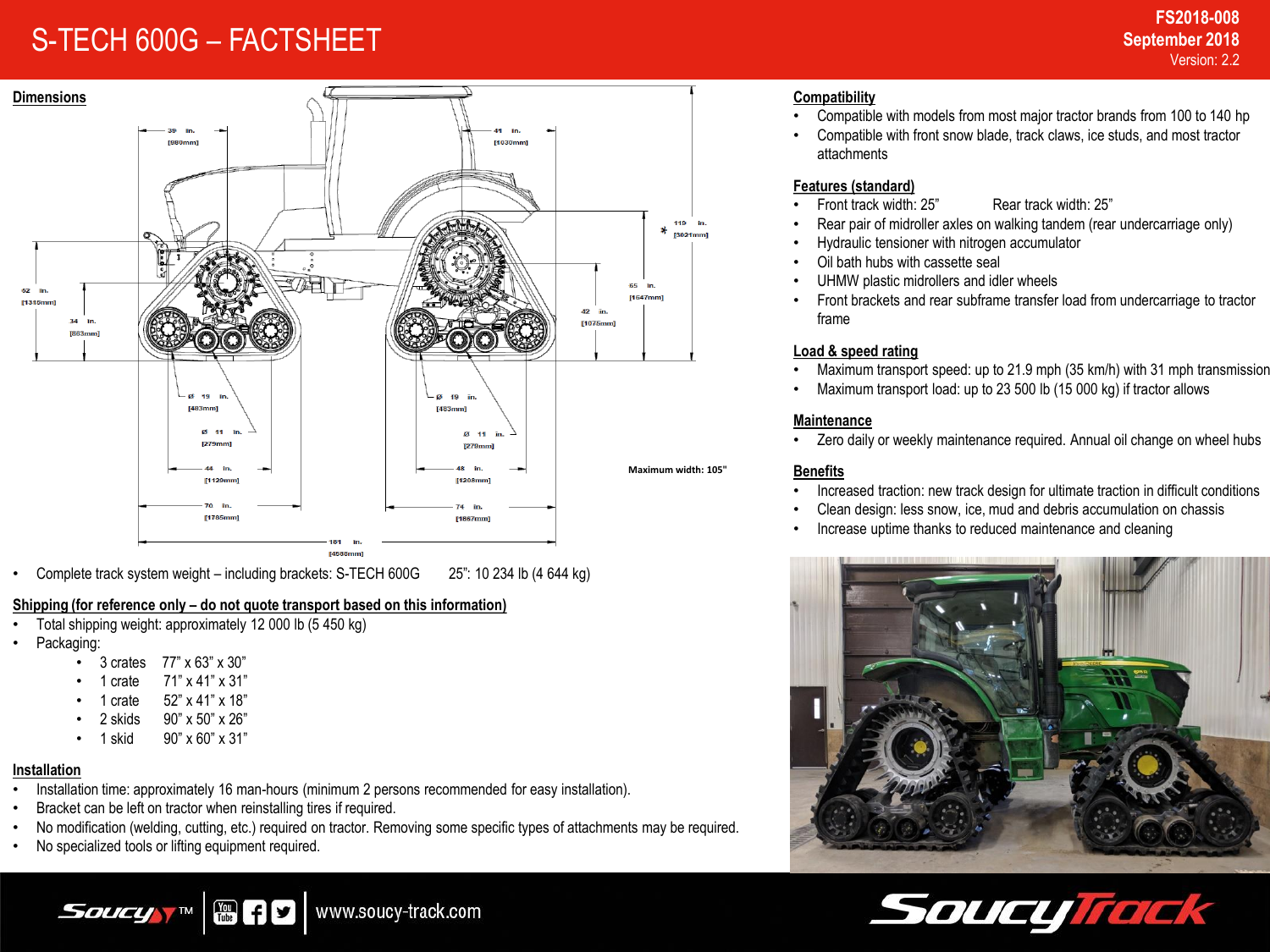# S-TECH 600G – FACTSHEET

FS2018-008
September 2018
Version: 2.2

## Dimensions

39 in. [980mm]

41 in. [1030mm]

110 in. [3021mm] *

52 in. [1316mm]

34 in. [863mm]

65 in. [1647mm]

42 in. [1075mm]

Ø 19 in. [483mm]

Ø 11 in. [279mm]

44 in. [1120mm]

70 in. [1785mm]

Ø 19 in. [483mm]

Ø 11 in. [279mm]

48 in. [1208mm]

74 in. [1867mm]

181 in. [4588mm]

Maximum width: 105"

- Complete track system weight – including brackets: S-TECH 600G 25": 10 234 lb (4 644 kg)

## Shipping (for reference only – do not quote transport based on this information)

- Total shipping weight: approximately 12 000 lb (5 450 kg)
- Packaging:
  - 3 crates 77" x 63" x 30"
  - 1 crate 71" x 41" x 31"
  - 1 crate 52" x 41" x 18"
  - 2 skids 90" x 50" x 26"
  - 1 skid 90" x 60" x 31"

## Installation

- Installation time: approximately 16 man-hours (minimum 2 persons recommended for easy installation).
- Bracket can be left on tractor when reinstalling tires if required.
- No modification (welding, cutting, etc.) required on tractor. Removing some specific types of attachments may be required.
- No specialized tools or lifting equipment required.

## Compatibility

- Compatible with models from most major tractor brands from 100 to 140 hp
- Compatible with front snow blade, track claws, ice studs, and most tractor attachments

## Features (standard)

- Front track width: 25" Rear track width: 25"
- Rear pair of midroller axles on walking tandem (rear undercarriage only)
- Hydraulic tensioner with nitrogen accumulator
- Oil bath hubs with cassette seal
- UHMW plastic midrollers and idler wheels
- Front brackets and rear subframe transfer load from undercarriage to tractor frame

## Load & speed rating

- Maximum transport speed: up to 21.9 mph (35 km/h) with 31 mph transmission
- Maximum transport load: up to 23 500 lb (15 000 kg) if tractor allows

## Maintenance

- Zero daily or weekly maintenance required. Annual oil change on wheel hubs

## Benefits

- Increased traction: new track design for ultimate traction in difficult conditions
- Clean design: less snow, ice, mud and debris accumulation on chassis
- Increase uptime thanks to reduced maintenance and cleaning

www.soucy-track.com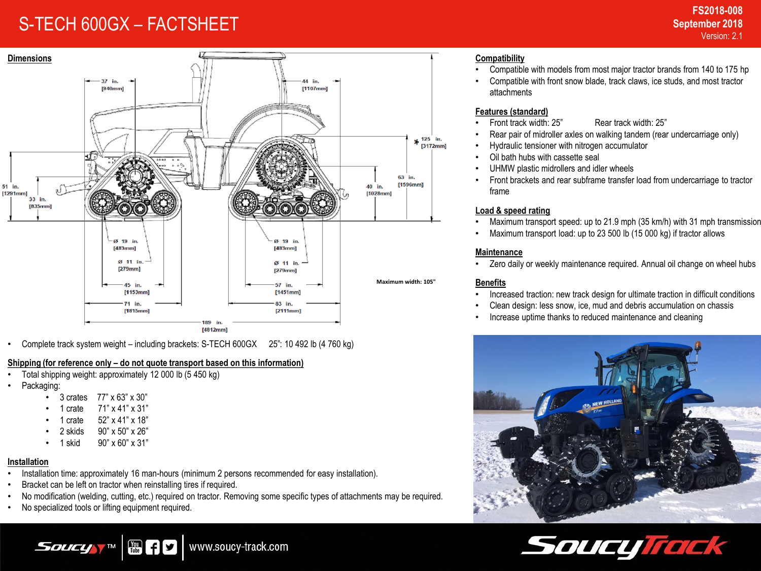# S-TECH 600GX – FACTSHEET

FS2018-008
September 2018
Version: 2.1

## Dimensions

37 in. [940mm]
44 in. [1107mm]
125 in. [3172mm]
63 in. [1596mm]
51 in. [1291mm]
33 in. [835mm]
40 in. [1028mm]
Ø 19 in. [483mm]
Ø 11 in. [279mm]
Ø 19 in. [483mm]
Ø 11 in. [279mm]
45 in. [1153mm]
57 in. [1451mm]
71 in. [1815mm]
83 in. [2111mm]
189 in. [4812mm]

Maximum width: 105"

- Complete track system weight – including brackets: S-TECH 600GX 25": 10 492 lb (4 760 kg)

## Shipping (for reference only – do not quote transport based on this information)

- Total shipping weight: approximately 12 000 lb (5 450 kg)
- Packaging:
  - 3 crates 77" x 63" x 30"
  - 1 crate 71" x 41" x 31"
  - 1 crate 52" x 41" x 18"
  - 2 skids 90" x 50" x 26"
  - 1 skid 90" x 60" x 31"

## Installation

- Installation time: approximately 16 man-hours (minimum 2 persons recommended for easy installation).
- Bracket can be left on tractor when reinstalling tires if required.
- No modification (welding, cutting, etc.) required on tractor. Removing some specific types of attachments may be required.
- No specialized tools or lifting equipment required.

## Compatibility

- Compatible with models from most major tractor brands from 140 to 175 hp
- Compatible with front snow blade, track claws, ice studs, and most tractor attachments

## Features (standard)

- Front track width: 25" Rear track width: 25"
- Rear pair of midroller axles on walking tandem (rear undercarriage only)
- Hydraulic tensioner with nitrogen accumulator
- Oil bath hubs with cassette seal
- UHMW plastic midrollers and idler wheels
- Front brackets and rear subframe transfer load from undercarriage to tractor frame

## Load & speed rating

- Maximum transport speed: up to 21.9 mph (35 km/h) with 31 mph transmission
- Maximum transport load: up to 23 500 lb (15 000 kg) if tractor allows

## Maintenance

- Zero daily or weekly maintenance required. Annual oil change on wheel hubs

## Benefits

- Increased traction: new track design for ultimate traction in difficult conditions
- Clean design: less snow, ice, mud and debris accumulation on chassis
- Increase uptime thanks to reduced maintenance and cleaning

www.soucy-track.com